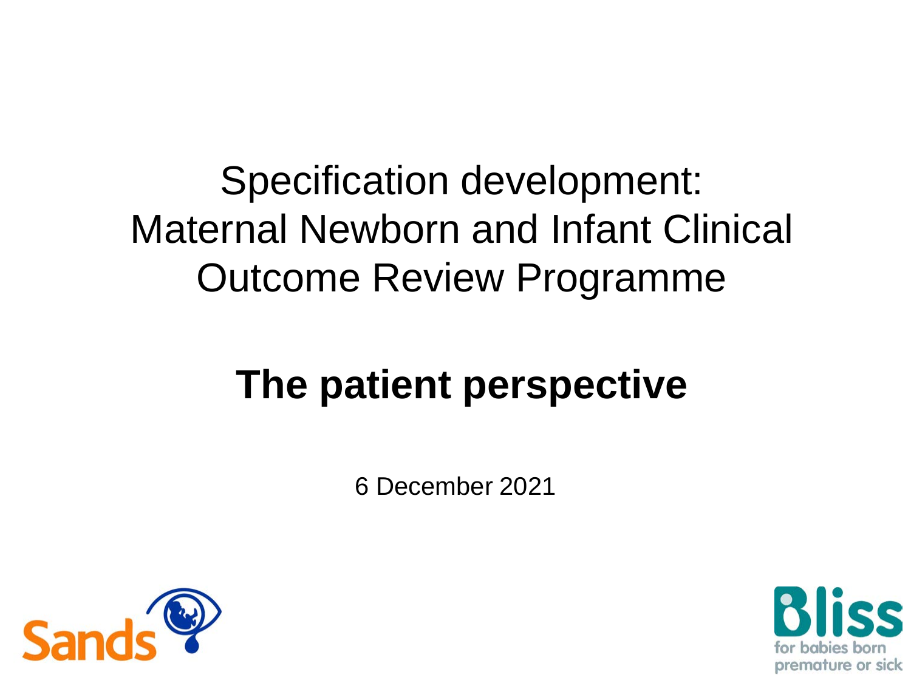# Specification development: Maternal Newborn and Infant Clinical Outcome Review Programme

## The patient perspective

6 December 2021

Sands

Bliss
for babies born premature or sick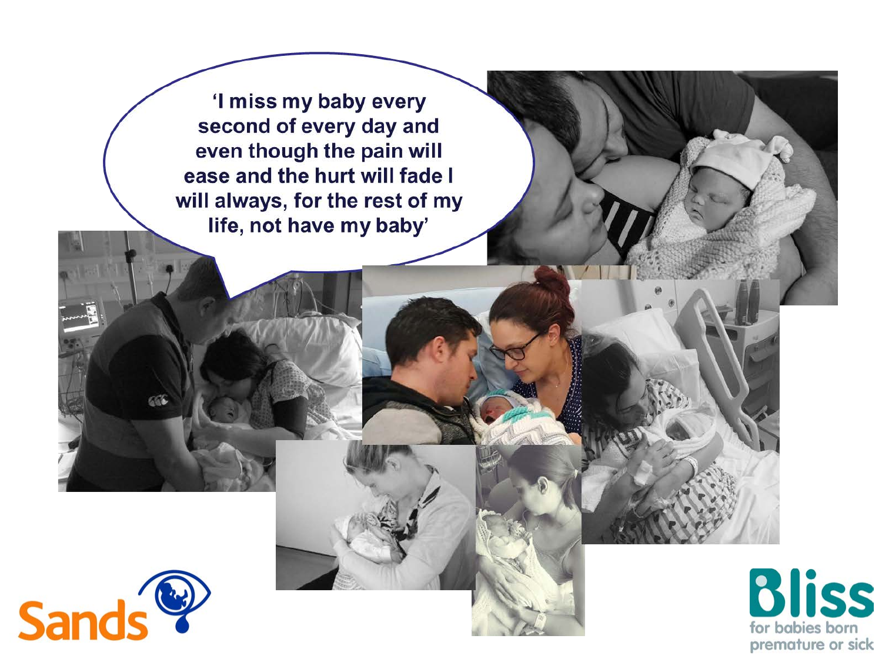'I miss my baby every second of every day and even though the pain will ease and the hurt will fade I will always, for the rest of my life, not have my baby'

Sands

Bliss
for babies born premature or sick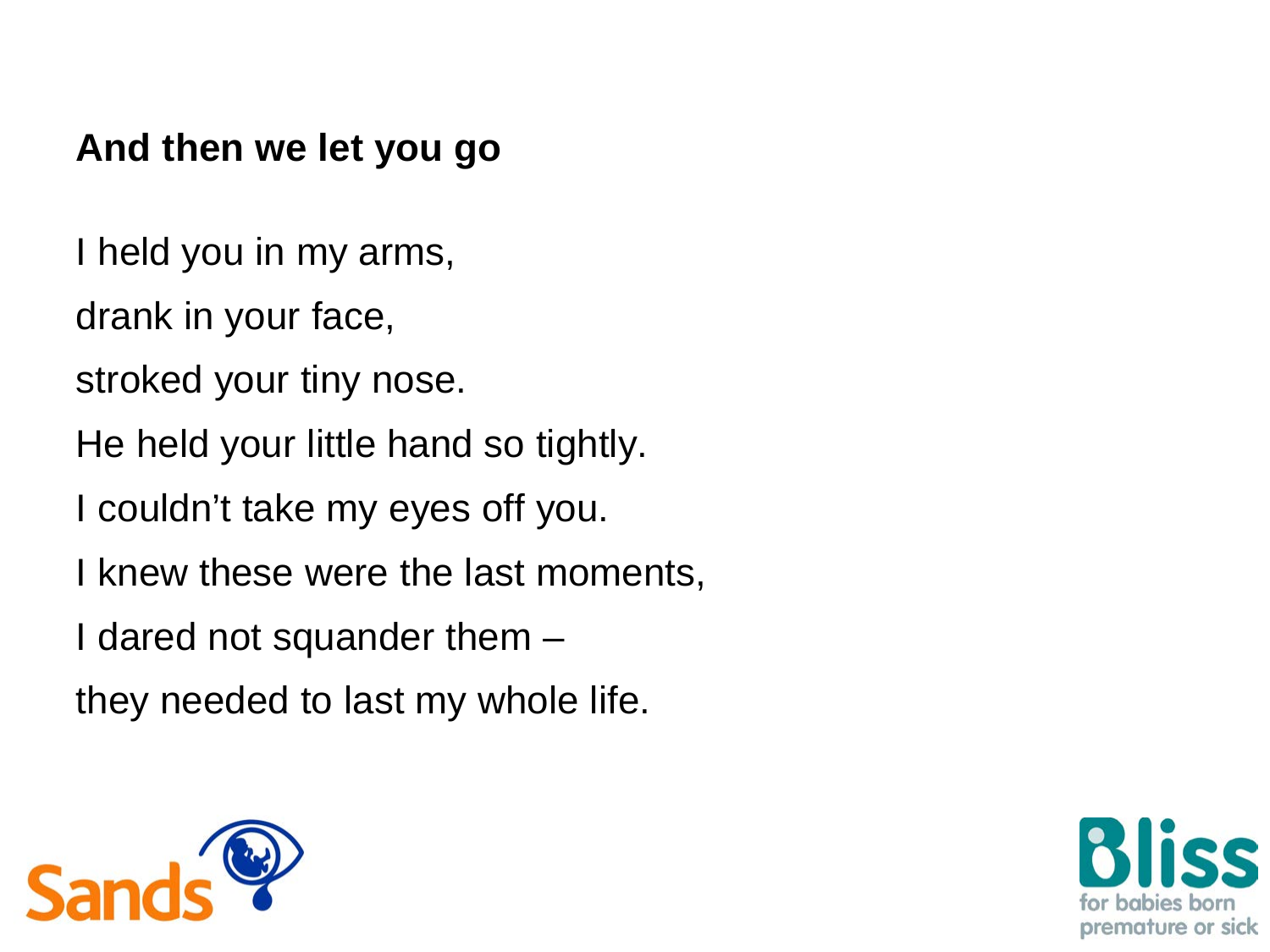**And then we let you go**

I held you in my arms,

drank in your face,

stroked your tiny nose.

He held your little hand so tightly.

I couldn't take my eyes off you.

I knew these were the last moments,

I dared not squander them –

they needed to last my whole life.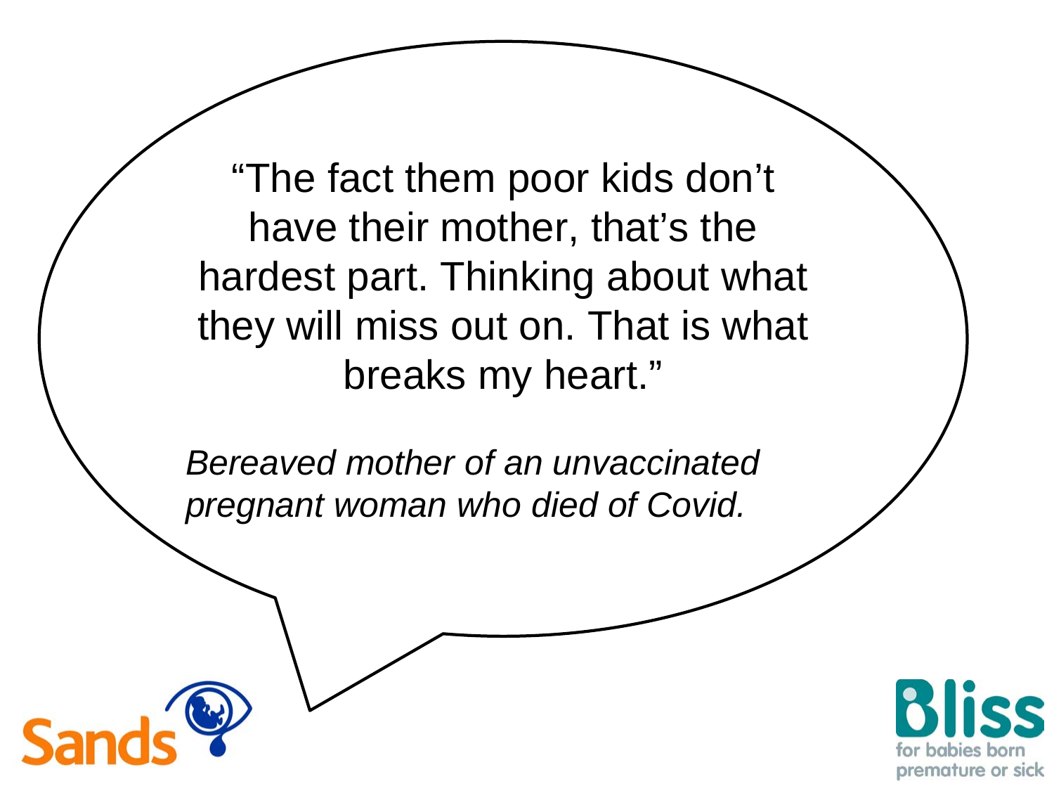"The fact them poor kids don't have their mother, that's the hardest part. Thinking about what they will miss out on. That is what breaks my heart."

*Bereaved mother of an unvaccinated pregnant woman who died of Covid.*

Sands

Bliss

for babies born premature or sick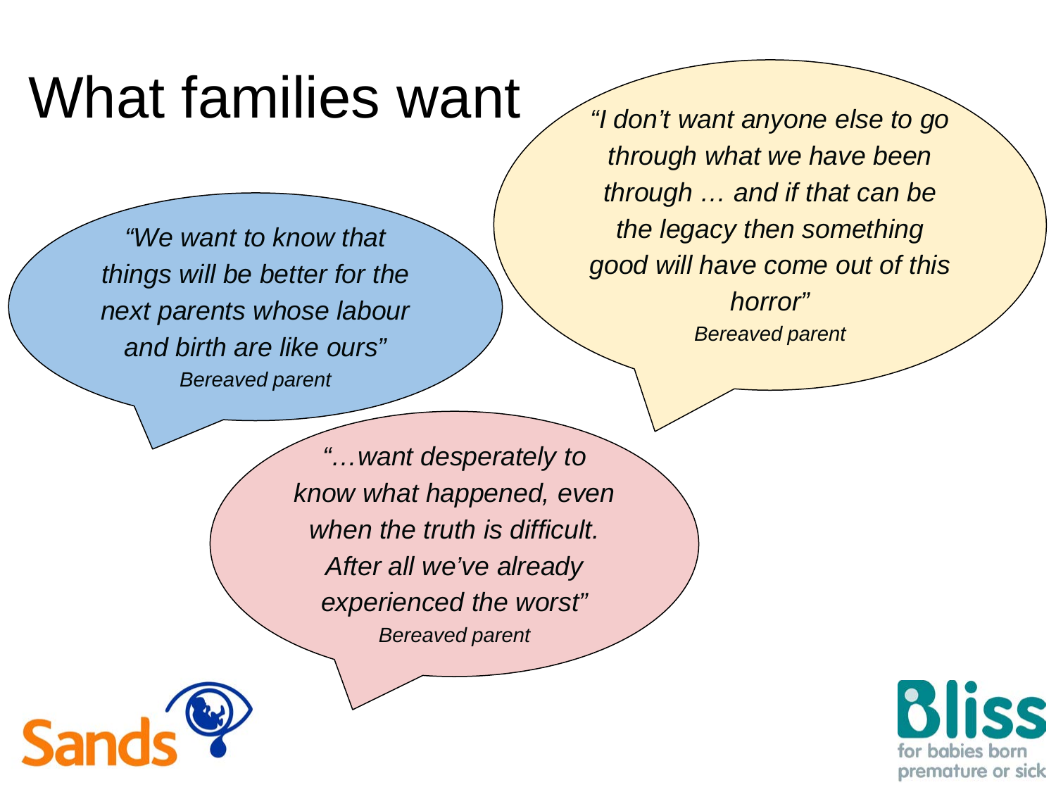# What families want

*"We want to know that things will be better for the next parents whose labour and birth are like ours"*
*Bereaved parent*

*"I don't want anyone else to go through what we have been through … and if that can be the legacy then something good will have come out of this horror"*
*Bereaved parent*

*"…want desperately to know what happened, even when the truth is difficult. After all we've already experienced the worst"*
*Bereaved parent*

Sands

Bliss
for babies born premature or sick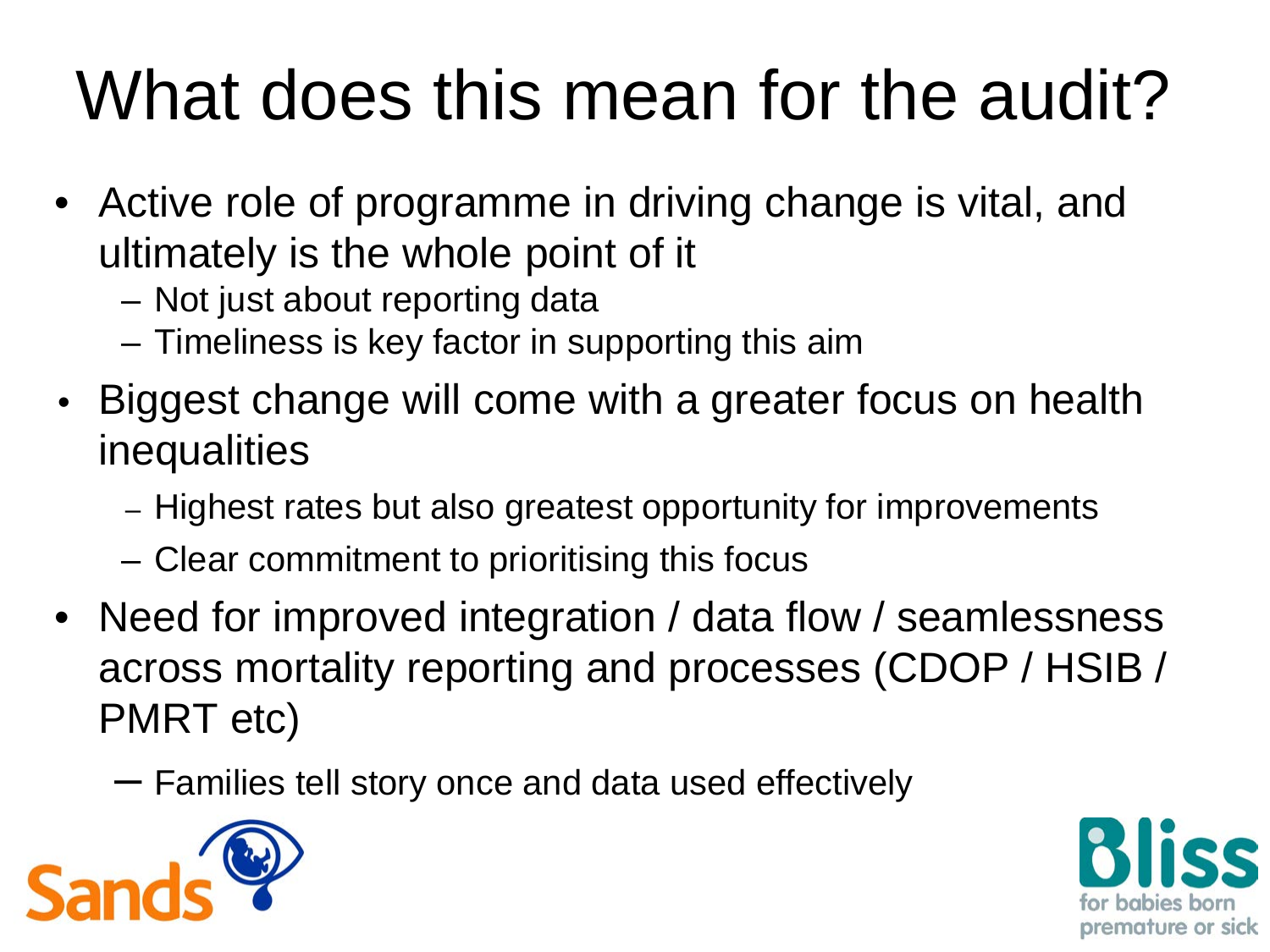# What does this mean for the audit?

- Active role of programme in driving change is vital, and ultimately is the whole point of it
  - Not just about reporting data
  - Timeliness is key factor in supporting this aim
- Biggest change will come with a greater focus on health inequalities
  - Highest rates but also greatest opportunity for improvements
  - Clear commitment to prioritising this focus
- Need for improved integration / data flow / seamlessness across mortality reporting and processes (CDOP / HSIB / PMRT etc)
  - Families tell story once and data used effectively

Sands

Bliss for babies born premature or sick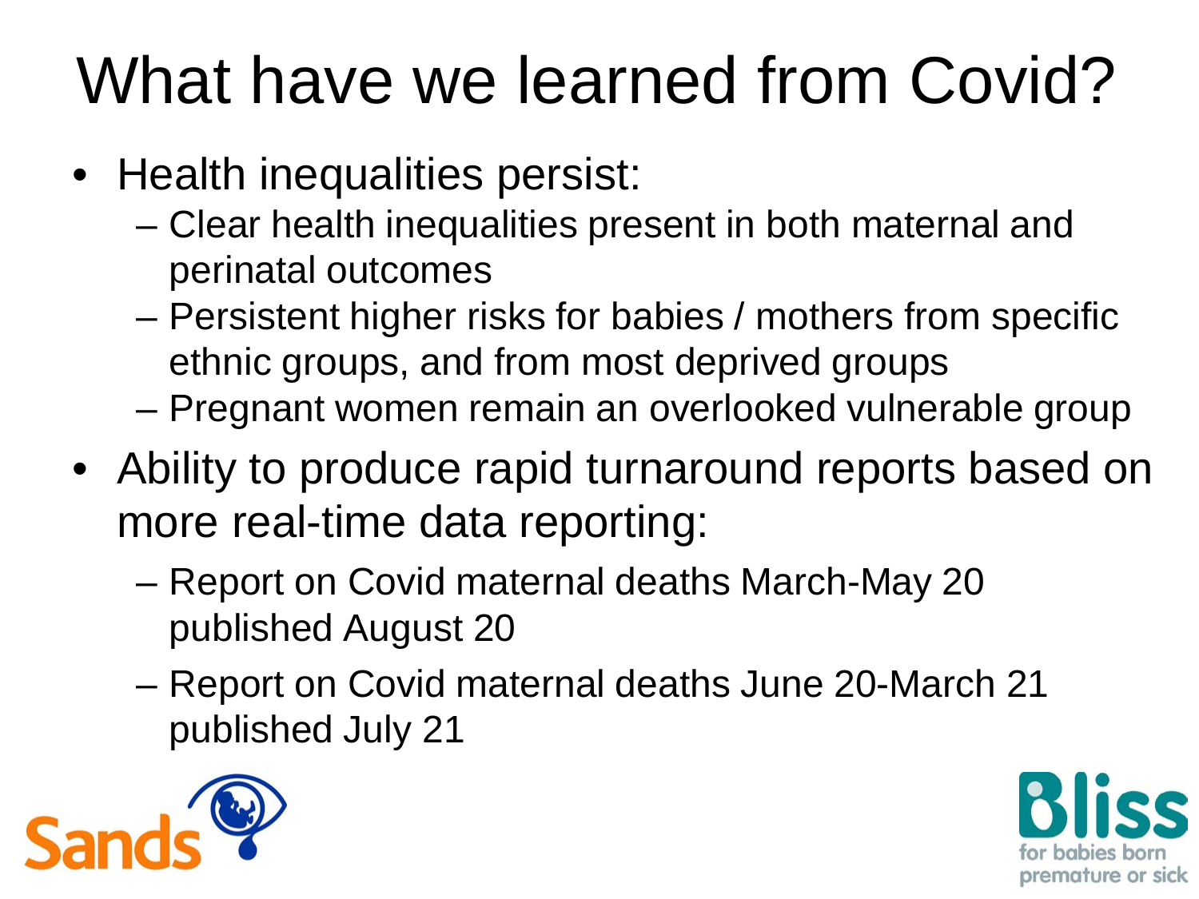# What have we learned from Covid?

- Health inequalities persist:
  - Clear health inequalities present in both maternal and perinatal outcomes
  - Persistent higher risks for babies / mothers from specific ethnic groups, and from most deprived groups
  - Pregnant women remain an overlooked vulnerable group
- Ability to produce rapid turnaround reports based on more real-time data reporting:
  - Report on Covid maternal deaths March-May 20 published August 20
  - Report on Covid maternal deaths June 20-March 21 published July 21

Sands

Bliss
for babies born premature or sick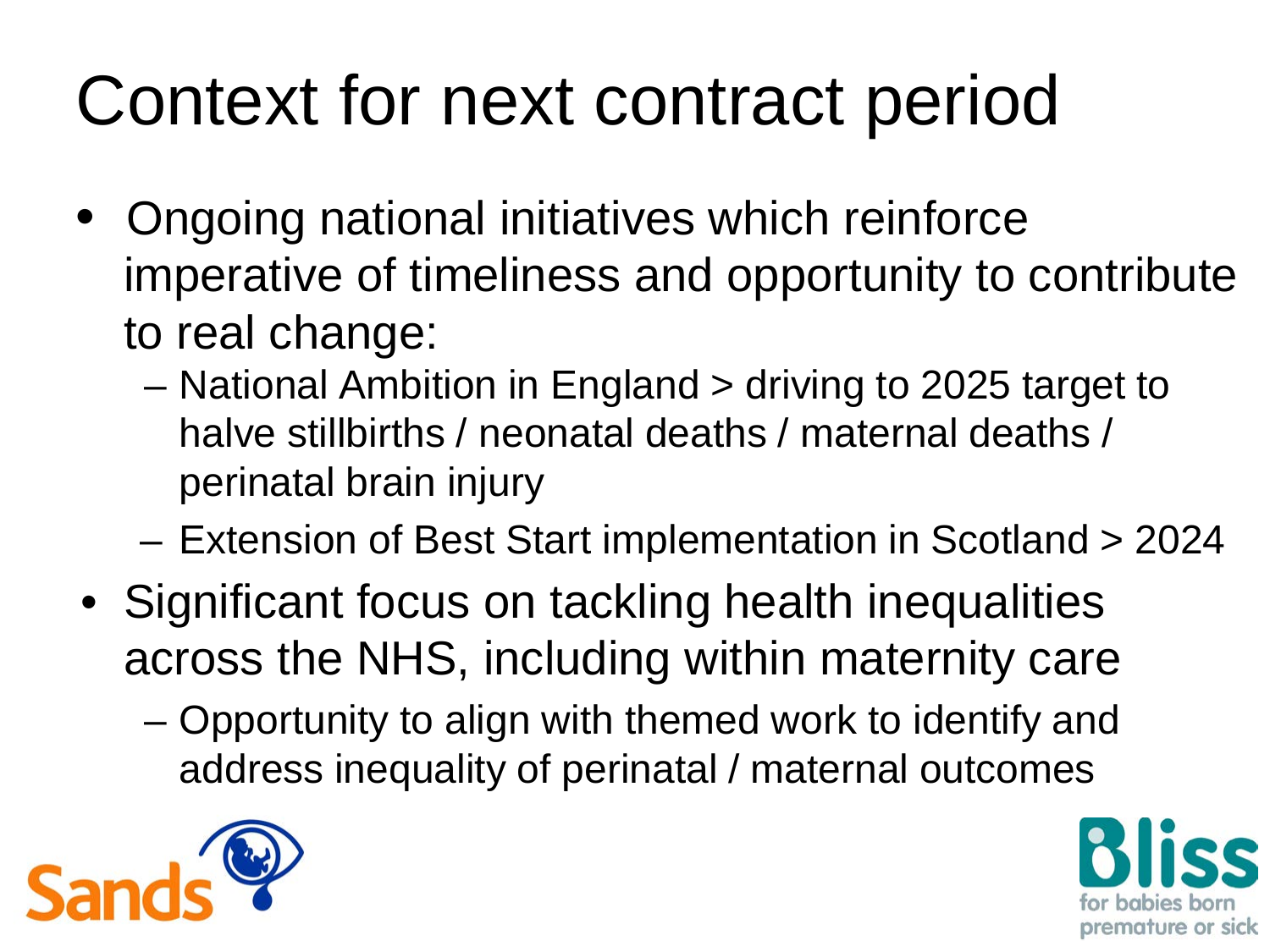# Context for next contract period

- Ongoing national initiatives which reinforce imperative of timeliness and opportunity to contribute to real change:
  - National Ambition in England > driving to 2025 target to halve stillbirths / neonatal deaths / maternal deaths / perinatal brain injury
  - Extension of Best Start implementation in Scotland > 2024
- Significant focus on tackling health inequalities across the NHS, including within maternity care
  - Opportunity to align with themed work to identify and address inequality of perinatal / maternal outcomes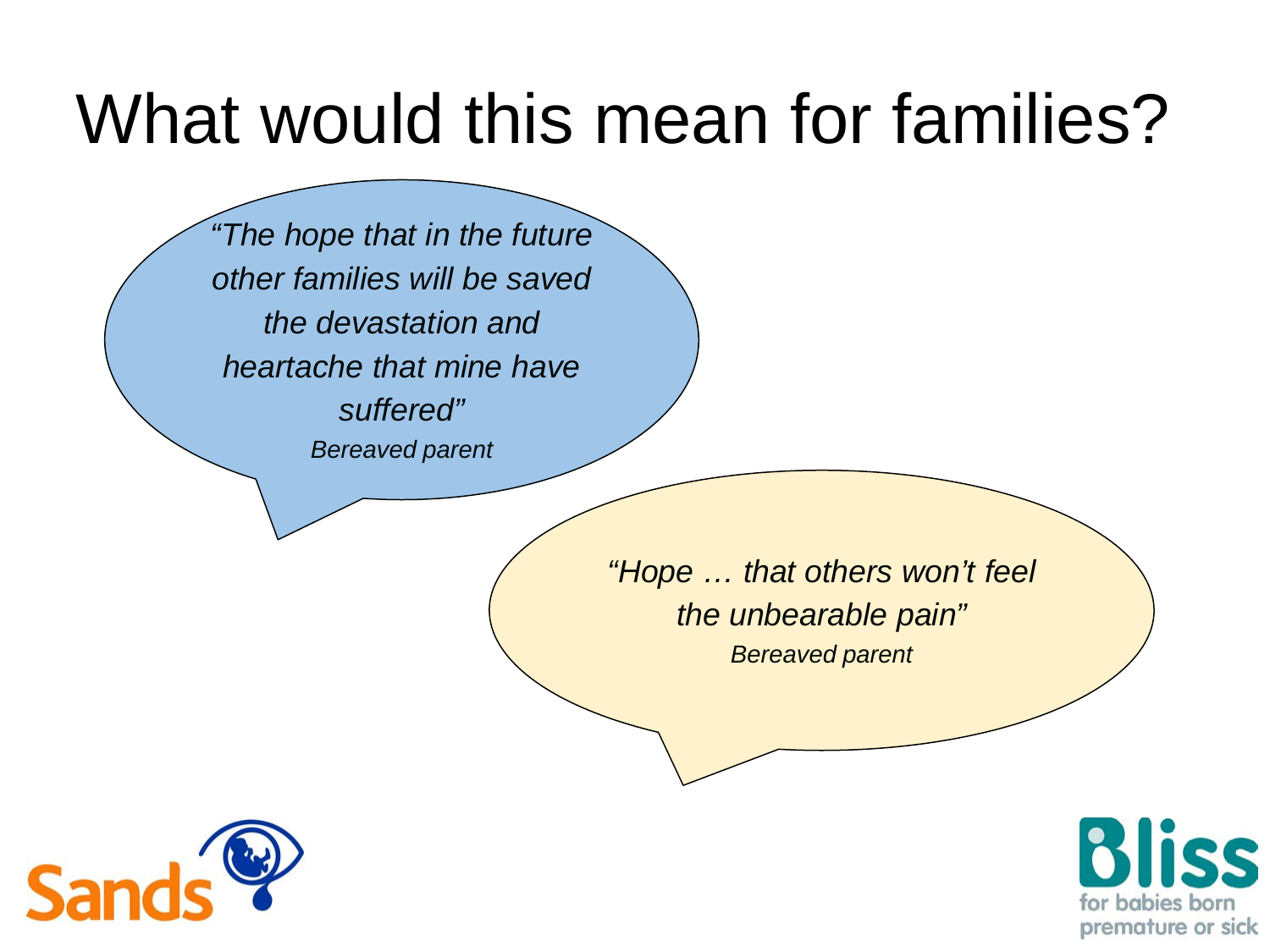# What would this mean for families?

*"The hope that in the future other families will be saved the devastation and heartache that mine have suffered"*
*Bereaved parent*

*"Hope … that others won't feel the unbearable pain"*
*Bereaved parent*

Sands

Bliss
for babies born premature or sick